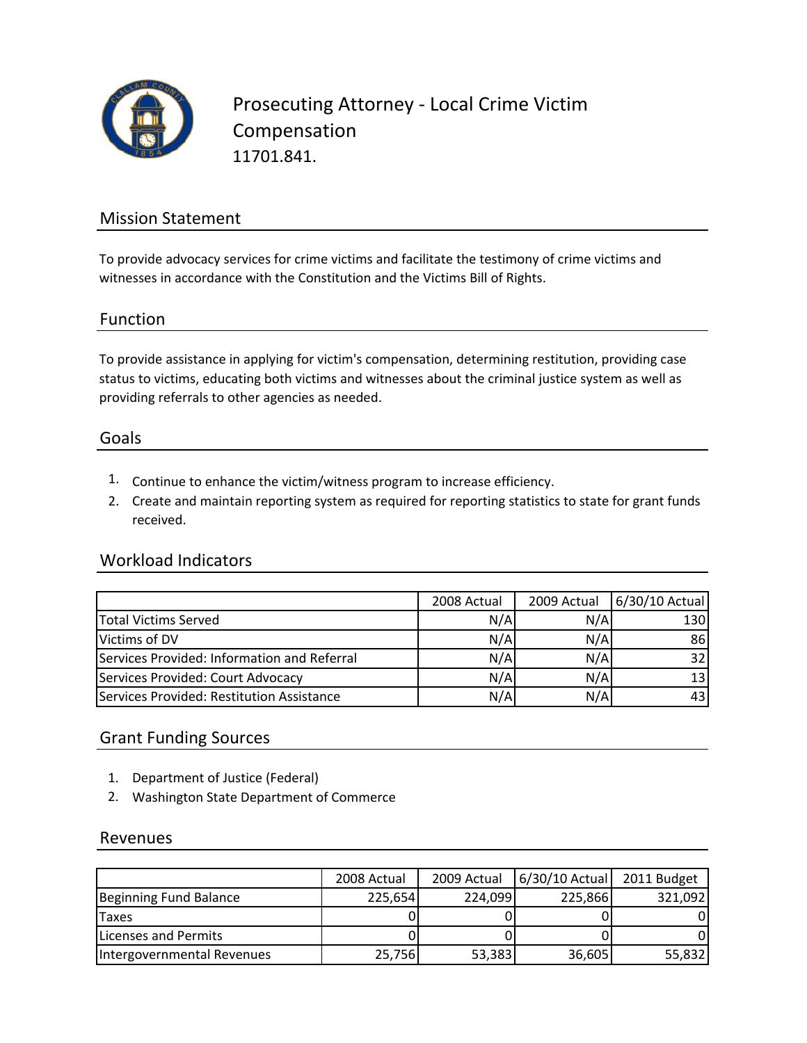# Prosecuting Attorney - Local Crime Victim Compensation

11701.841.

## Mission Statement

To provide advocacy services for crime victims and facilitate the testimony of crime victims and witnesses in accordance with the Constitution and the Victims Bill of Rights.

## Function

To provide assistance in applying for victim's compensation, determining restitution, providing case status to victims, educating both victims and witnesses about the criminal justice system as well as providing referrals to other agencies as needed.

## Goals

1. Continue to enhance the victim/witness program to increase efficiency.
2. Create and maintain reporting system as required for reporting statistics to state for grant funds received.

## Workload Indicators

| | 2008 Actual | 2009 Actual | 6/30/10 Actual |
|---|---|---|---|
| Total Victims Served | N/A | N/A | 130 |
| Victims of DV | N/A | N/A | 86 |
| Services Provided: Information and Referral | N/A | N/A | 32 |
| Services Provided: Court Advocacy | N/A | N/A | 13 |
| Services Provided: Restitution Assistance | N/A | N/A | 43 |

## Grant Funding Sources

1. Department of Justice (Federal)
2. Washington State Department of Commerce

## Revenues

| | 2008 Actual | 2009 Actual | 6/30/10 Actual | 2011 Budget |
|---|---|---|---|---|
| Beginning Fund Balance | 225,654 | 224,099 | 225,866 | 321,092 |
| Taxes | 0 | 0 | 0 | 0 |
| Licenses and Permits | 0 | 0 | 0 | 0 |
| Intergovernmental Revenues | 25,756 | 53,383 | 36,605 | 55,832 |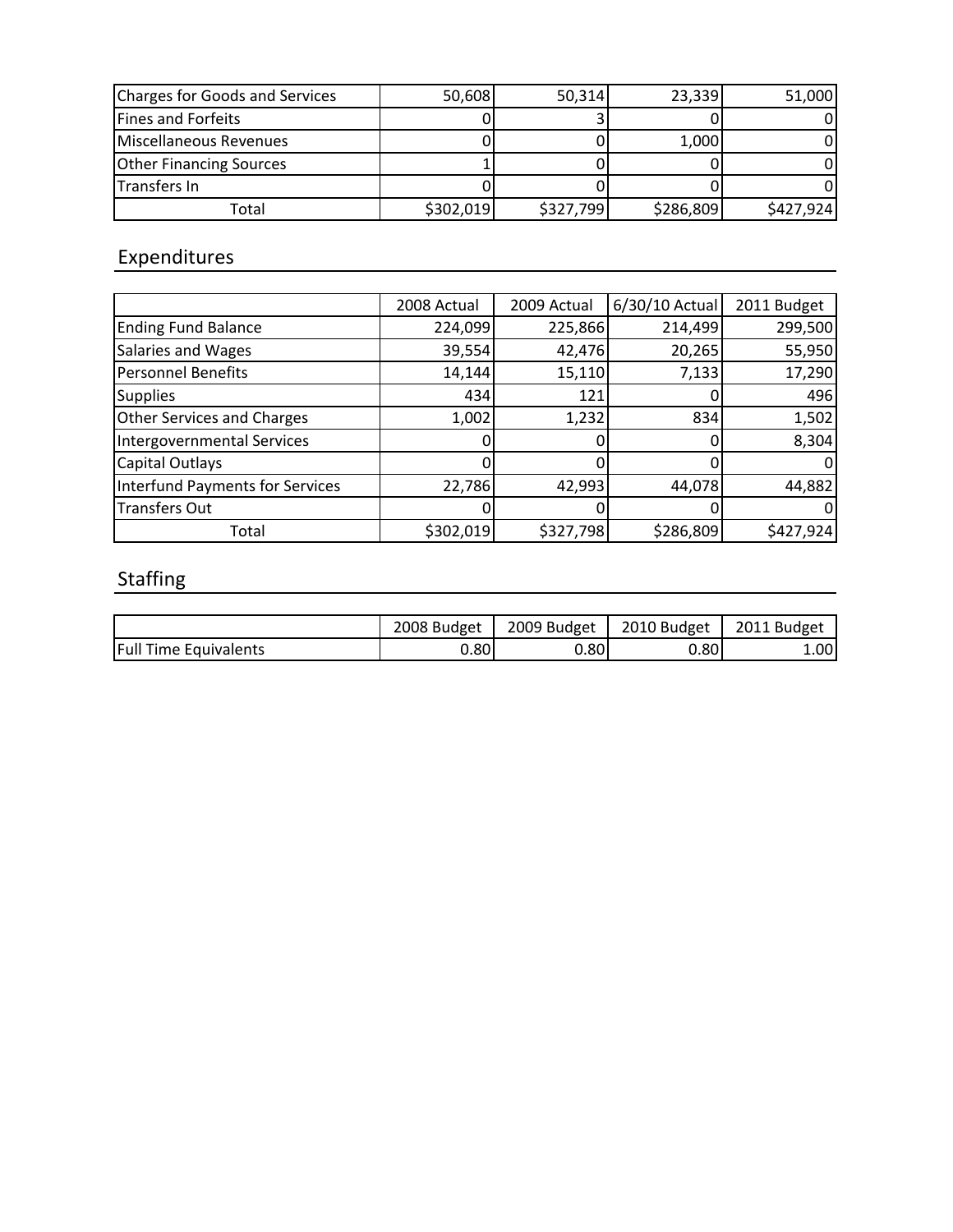| | | | | |
|---|---|---|---|---|
| Charges for Goods and Services | 50,608 | 50,314 | 23,339 | 51,000 |
| Fines and Forfeits | 0 | 3 | 0 | 0 |
| Miscellaneous Revenues | 0 | 0 | 1,000 | 0 |
| Other Financing Sources | 1 | 0 | 0 | 0 |
| Transfers In | 0 | 0 | 0 | 0 |
| Total | $302,019 | $327,799 | $286,809 | $427,924 |

## Expenditures

| | 2008 Actual | 2009 Actual | 6/30/10 Actual | 2011 Budget |
|---|---|---|---|---|
| Ending Fund Balance | 224,099 | 225,866 | 214,499 | 299,500 |
| Salaries and Wages | 39,554 | 42,476 | 20,265 | 55,950 |
| Personnel Benefits | 14,144 | 15,110 | 7,133 | 17,290 |
| Supplies | 434 | 121 | 0 | 496 |
| Other Services and Charges | 1,002 | 1,232 | 834 | 1,502 |
| Intergovernmental Services | 0 | 0 | 0 | 8,304 |
| Capital Outlays | 0 | 0 | 0 | 0 |
| Interfund Payments for Services | 22,786 | 42,993 | 44,078 | 44,882 |
| Transfers Out | 0 | 0 | 0 | 0 |
| Total | $302,019 | $327,798 | $286,809 | $427,924 |

## Staffing

| | 2008 Budget | 2009 Budget | 2010 Budget | 2011 Budget |
|---|---|---|---|---|
| Full Time Equivalents | 0.80 | 0.80 | 0.80 | 1.00 |